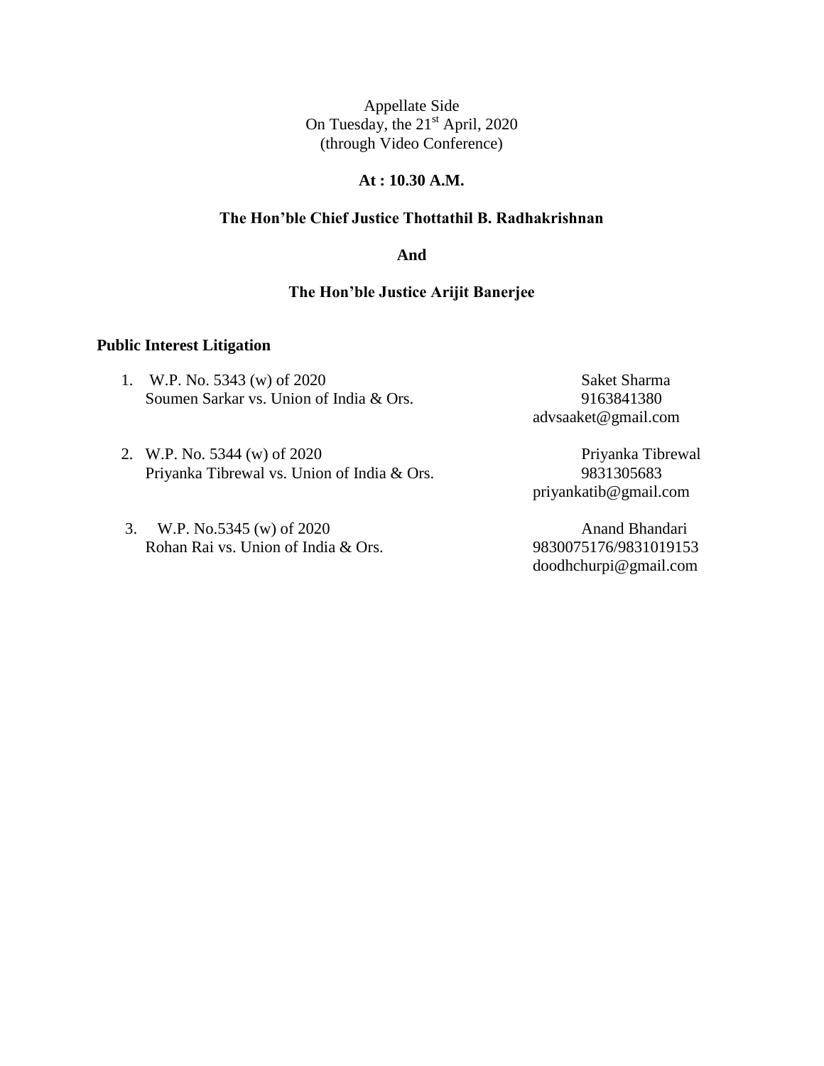Appellate Side
On Tuesday, the 21st April, 2020
(through Video Conference)

**At : 10.30 A.M.**

**The Hon'ble Chief Justice Thottathil B. Radhakrishnan**

**And**

**The Hon'ble Justice Arijit Banerjee**

**Public Interest Litigation**

1. W.P. No. 5343 (w) of 2020 — Saket Sharma
   Soumen Sarkar vs. Union of India & Ors. — 9163841380
   advsaaket@gmail.com

2. W.P. No. 5344 (w) of 2020 — Priyanka Tibrewal
   Priyanka Tibrewal vs. Union of India & Ors. — 9831305683
   priyankatib@gmail.com

3. W.P. No.5345 (w) of 2020 — Anand Bhandari
   Rohan Rai vs. Union of India & Ors. — 9830075176/9831019153
   doodhchurpi@gmail.com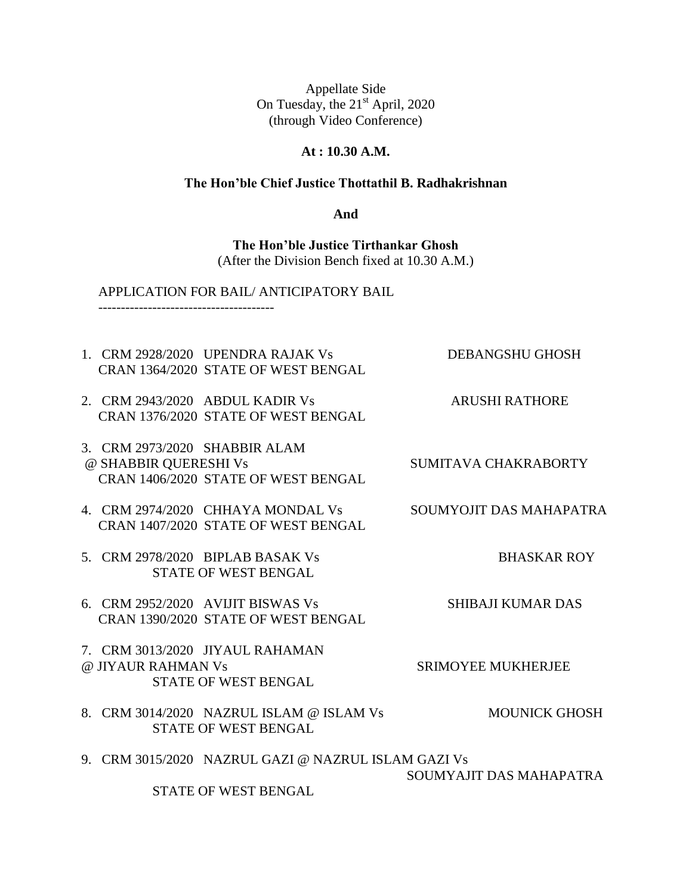Appellate Side
On Tuesday, the 21st April, 2020
(through Video Conference)

**At : 10.30 A.M.**

**The Hon'ble Chief Justice Thottathil B. Radhakrishnan**

**And**

**The Hon'ble Justice Tirthankar Ghosh**
(After the Division Bench fixed at 10.30 A.M.)

APPLICATION FOR BAIL/ ANTICIPATORY BAIL
---------------------------------------

1. CRM 2928/2020 UPENDRA RAJAK Vs DEBANGSHU GHOSH
   CRAN 1364/2020 STATE OF WEST BENGAL

2. CRM 2943/2020 ABDUL KADIR Vs ARUSHI RATHORE
   CRAN 1376/2020 STATE OF WEST BENGAL

3. CRM 2973/2020 SHABBIR ALAM
   @ SHABBIR QUERESHI Vs SUMITAVA CHAKRABORTY
   CRAN 1406/2020 STATE OF WEST BENGAL

4. CRM 2974/2020 CHHAYA MONDAL Vs SOUMYOJIT DAS MAHAPATRA
   CRAN 1407/2020 STATE OF WEST BENGAL

5. CRM 2978/2020 BIPLAB BASAK Vs BHASKAR ROY
   STATE OF WEST BENGAL

6. CRM 2952/2020 AVIJIT BISWAS Vs SHIBAJI KUMAR DAS
   CRAN 1390/2020 STATE OF WEST BENGAL

7. CRM 3013/2020 JIYAUL RAHAMAN
   @ JIYAUR RAHMAN Vs SRIMOYEE MUKHERJEE
   STATE OF WEST BENGAL

8. CRM 3014/2020 NAZRUL ISLAM @ ISLAM Vs MOUNICK GHOSH
   STATE OF WEST BENGAL

9. CRM 3015/2020 NAZRUL GAZI @ NAZRUL ISLAM GAZI Vs
   SOUMYAJIT DAS MAHAPATRA
   STATE OF WEST BENGAL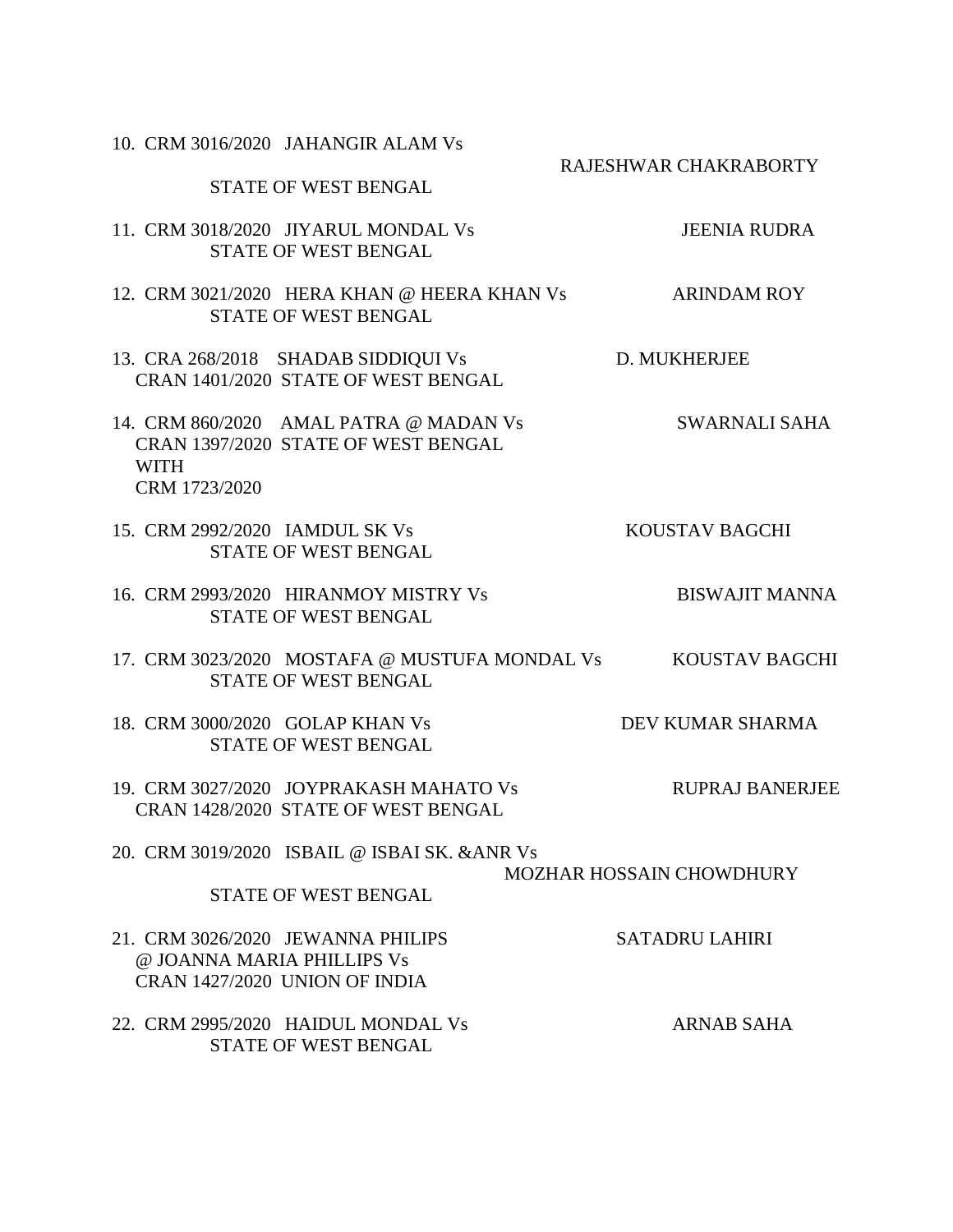10. CRM 3016/2020 JAHANGIR ALAM Vs RAJESHWAR CHAKRABORTY
    STATE OF WEST BENGAL

11. CRM 3018/2020 JIYARUL MONDAL Vs JEENIA RUDRA
    STATE OF WEST BENGAL

12. CRM 3021/2020 HERA KHAN @ HEERA KHAN Vs ARINDAM ROY
    STATE OF WEST BENGAL

13. CRA 268/2018 SHADAB SIDDIQUI Vs D. MUKHERJEE
    CRAN 1401/2020 STATE OF WEST BENGAL

14. CRM 860/2020 AMAL PATRA @ MADAN Vs SWARNALI SAHA
    CRAN 1397/2020 STATE OF WEST BENGAL
    WITH
    CRM 1723/2020

15. CRM 2992/2020 IAMDUL SK Vs KOUSTAV BAGCHI
    STATE OF WEST BENGAL

16. CRM 2993/2020 HIRANMOY MISTRY Vs BISWAJIT MANNA
    STATE OF WEST BENGAL

17. CRM 3023/2020 MOSTAFA @ MUSTUFA MONDAL Vs KOUSTAV BAGCHI
    STATE OF WEST BENGAL

18. CRM 3000/2020 GOLAP KHAN Vs DEV KUMAR SHARMA
    STATE OF WEST BENGAL

19. CRM 3027/2020 JOYPRAKASH MAHATO Vs RUPRAJ BANERJEE
    CRAN 1428/2020 STATE OF WEST BENGAL

20. CRM 3019/2020 ISBAIL @ ISBAI SK. &ANR Vs MOZHAR HOSSAIN CHOWDHURY
    STATE OF WEST BENGAL

21. CRM 3026/2020 JEWANNA PHILIPS SATADRU LAHIRI
    @ JOANNA MARIA PHILLIPS Vs
    CRAN 1427/2020 UNION OF INDIA

22. CRM 2995/2020 HAIDUL MONDAL Vs ARNAB SAHA
    STATE OF WEST BENGAL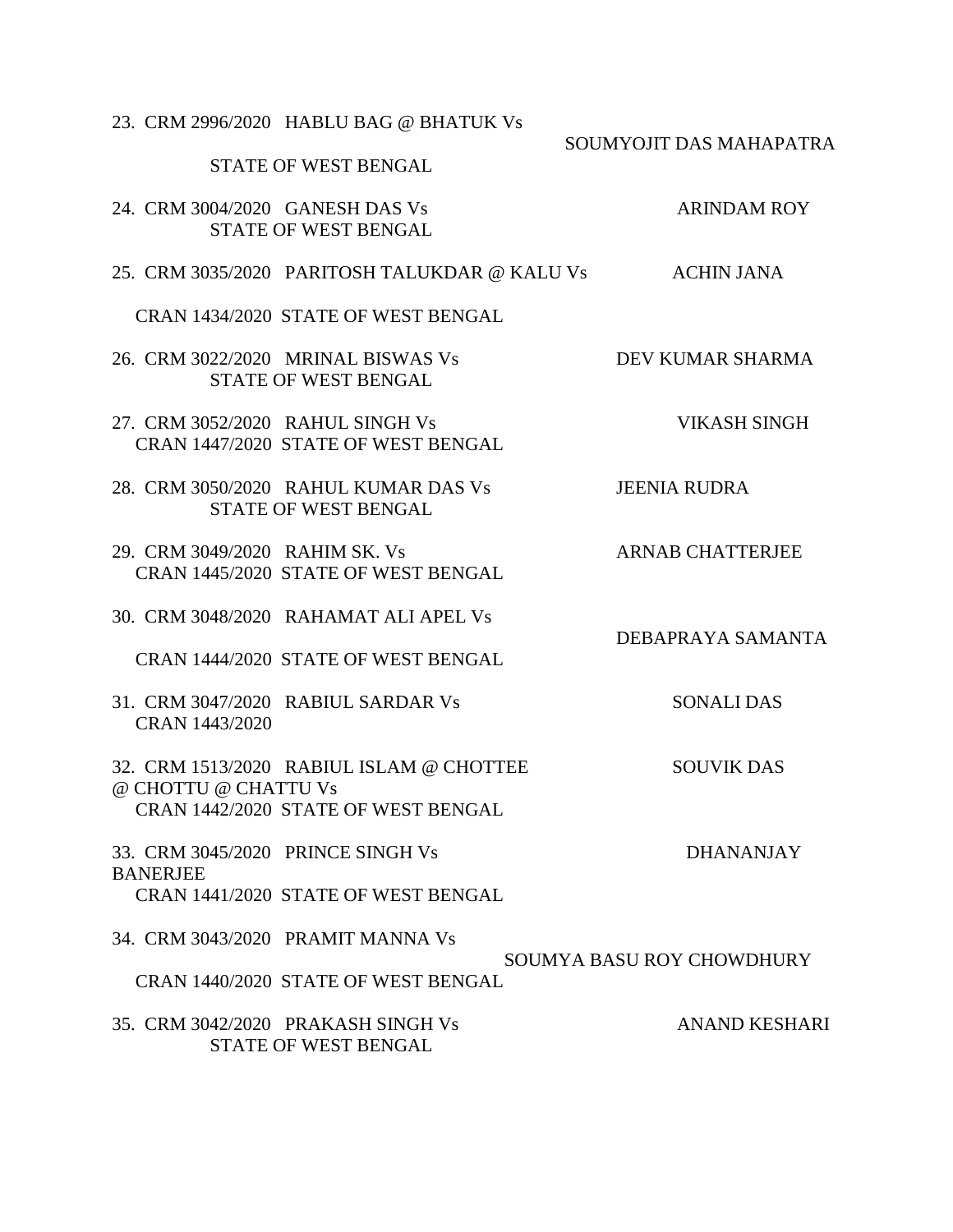23. CRM 2996/2020 HABLU BAG @ BHATUK Vs STATE OF WEST BENGAL — SOUMYOJIT DAS MAHAPATRA

24. CRM 3004/2020 GANESH DAS Vs STATE OF WEST BENGAL — ARINDAM ROY

25. CRM 3035/2020 PARITOSH TALUKDAR @ KALU Vs CRAN 1434/2020 STATE OF WEST BENGAL — ACHIN JANA

26. CRM 3022/2020 MRINAL BISWAS Vs STATE OF WEST BENGAL — DEV KUMAR SHARMA

27. CRM 3052/2020 RAHUL SINGH Vs CRAN 1447/2020 STATE OF WEST BENGAL — VIKASH SINGH

28. CRM 3050/2020 RAHUL KUMAR DAS Vs STATE OF WEST BENGAL — JEENIA RUDRA

29. CRM 3049/2020 RAHIM SK. Vs CRAN 1445/2020 STATE OF WEST BENGAL — ARNAB CHATTERJEE

30. CRM 3048/2020 RAHAMAT ALI APEL Vs CRAN 1444/2020 STATE OF WEST BENGAL — DEBAPRAYA SAMANTA

31. CRM 3047/2020 RABIUL SARDAR Vs CRAN 1443/2020 — SONALI DAS

32. CRM 1513/2020 RABIUL ISLAM @ CHOTTEE @ CHOTTU @ CHATTU Vs CRAN 1442/2020 STATE OF WEST BENGAL — SOUVIK DAS

33. CRM 3045/2020 PRINCE SINGH Vs CRAN 1441/2020 STATE OF WEST BENGAL — DHANANJAY BANERJEE

34. CRM 3043/2020 PRAMIT MANNA Vs CRAN 1440/2020 STATE OF WEST BENGAL — SOUMYA BASU ROY CHOWDHURY

35. CRM 3042/2020 PRAKASH SINGH Vs STATE OF WEST BENGAL — ANAND KESHARI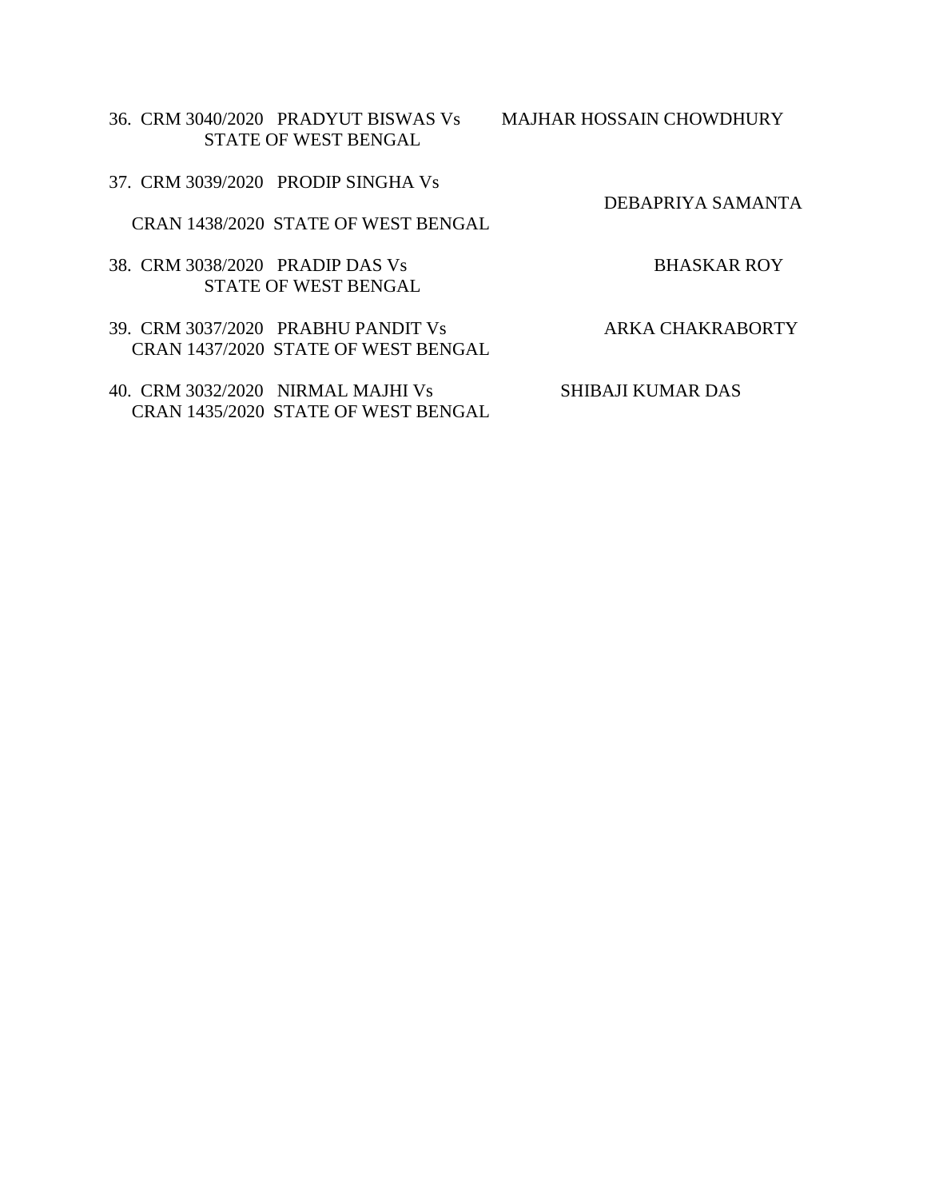36. CRM 3040/2020 PRADYUT BISWAS Vs STATE OF WEST BENGAL — MAJHAR HOSSAIN CHOWDHURY

37. CRM 3039/2020 PRODIP SINGHA Vs
    CRAN 1438/2020 STATE OF WEST BENGAL — DEBAPRIYA SAMANTA

38. CRM 3038/2020 PRADIP DAS Vs STATE OF WEST BENGAL — BHASKAR ROY

39. CRM 3037/2020 PRABHU PANDIT Vs
    CRAN 1437/2020 STATE OF WEST BENGAL — ARKA CHAKRABORTY

40. CRM 3032/2020 NIRMAL MAJHI Vs
    CRAN 1435/2020 STATE OF WEST BENGAL — SHIBAJI KUMAR DAS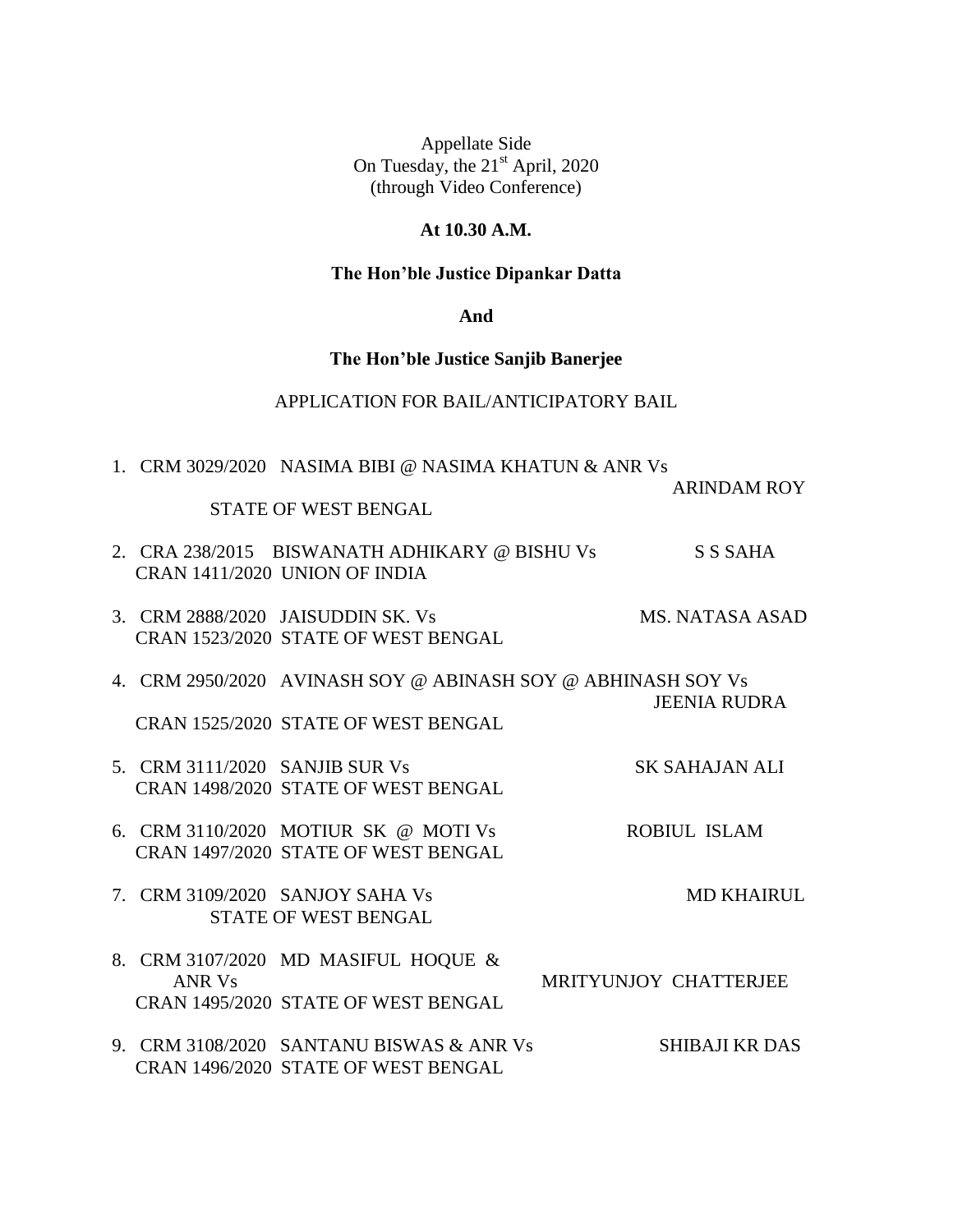Appellate Side
On Tuesday, the 21st April, 2020
(through Video Conference)

**At 10.30 A.M.**

**The Hon'ble Justice Dipankar Datta**

**And**

**The Hon'ble Justice Sanjib Banerjee**

APPLICATION FOR BAIL/ANTICIPATORY BAIL

1. CRM 3029/2020 NASIMA BIBI @ NASIMA KHATUN & ANR Vs STATE OF WEST BENGAL — ARINDAM ROY

2. CRA 238/2015 BISWANATH ADHIKARY @ BISHU Vs UNION OF INDIA — S S SAHA
   CRAN 1411/2020

3. CRM 2888/2020 JAISUDDIN SK. Vs STATE OF WEST BENGAL — MS. NATASA ASAD
   CRAN 1523/2020

4. CRM 2950/2020 AVINASH SOY @ ABINASH SOY @ ABHINASH SOY Vs STATE OF WEST BENGAL — JEENIA RUDRA
   CRAN 1525/2020

5. CRM 3111/2020 SANJIB SUR Vs STATE OF WEST BENGAL — SK SAHAJAN ALI
   CRAN 1498/2020

6. CRM 3110/2020 MOTIUR SK @ MOTI Vs STATE OF WEST BENGAL — ROBIUL ISLAM
   CRAN 1497/2020

7. CRM 3109/2020 SANJOY SAHA Vs STATE OF WEST BENGAL — MD KHAIRUL

8. CRM 3107/2020 MD MASIFUL HOQUE & ANR Vs STATE OF WEST BENGAL — MRITYUNJOY CHATTERJEE
   CRAN 1495/2020

9. CRM 3108/2020 SANTANU BISWAS & ANR Vs STATE OF WEST BENGAL — SHIBAJI KR DAS
   CRAN 1496/2020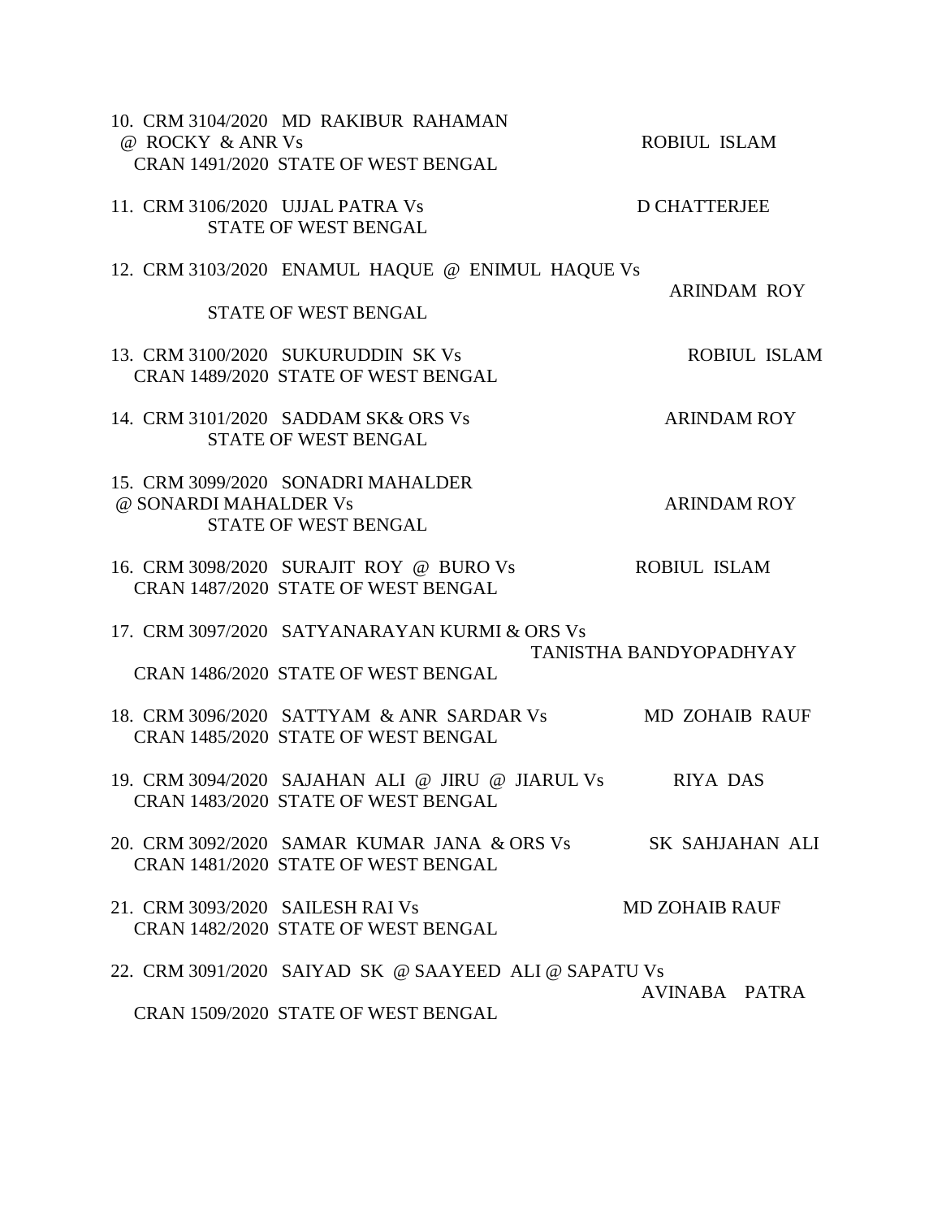10. CRM 3104/2020 MD RAKIBUR RAHAMAN
@ ROCKY & ANR Vs ROBIUL ISLAM
CRAN 1491/2020 STATE OF WEST BENGAL

11. CRM 3106/2020 UJJAL PATRA Vs D CHATTERJEE
STATE OF WEST BENGAL

12. CRM 3103/2020 ENAMUL HAQUE @ ENIMUL HAQUE Vs
ARINDAM ROY
STATE OF WEST BENGAL

13. CRM 3100/2020 SUKURUDDIN SK Vs ROBIUL ISLAM
CRAN 1489/2020 STATE OF WEST BENGAL

14. CRM 3101/2020 SADDAM SK& ORS Vs ARINDAM ROY
STATE OF WEST BENGAL

15. CRM 3099/2020 SONADRI MAHALDER
@ SONARDI MAHALDER Vs ARINDAM ROY
STATE OF WEST BENGAL

16. CRM 3098/2020 SURAJIT ROY @ BURO Vs ROBIUL ISLAM
CRAN 1487/2020 STATE OF WEST BENGAL

17. CRM 3097/2020 SATYANARAYAN KURMI & ORS Vs
TANISTHA BANDYOPADHYAY
CRAN 1486/2020 STATE OF WEST BENGAL

18. CRM 3096/2020 SATTYAM & ANR SARDAR Vs MD ZOHAIB RAUF
CRAN 1485/2020 STATE OF WEST BENGAL

19. CRM 3094/2020 SAJAHAN ALI @ JIRU @ JIARUL Vs RIYA DAS
CRAN 1483/2020 STATE OF WEST BENGAL

20. CRM 3092/2020 SAMAR KUMAR JANA & ORS Vs SK SAHJAHAN ALI
CRAN 1481/2020 STATE OF WEST BENGAL

21. CRM 3093/2020 SAILESH RAI Vs MD ZOHAIB RAUF
CRAN 1482/2020 STATE OF WEST BENGAL

22. CRM 3091/2020 SAIYAD SK @ SAAYEED ALI @ SAPATU Vs
AVINABA PATRA
CRAN 1509/2020 STATE OF WEST BENGAL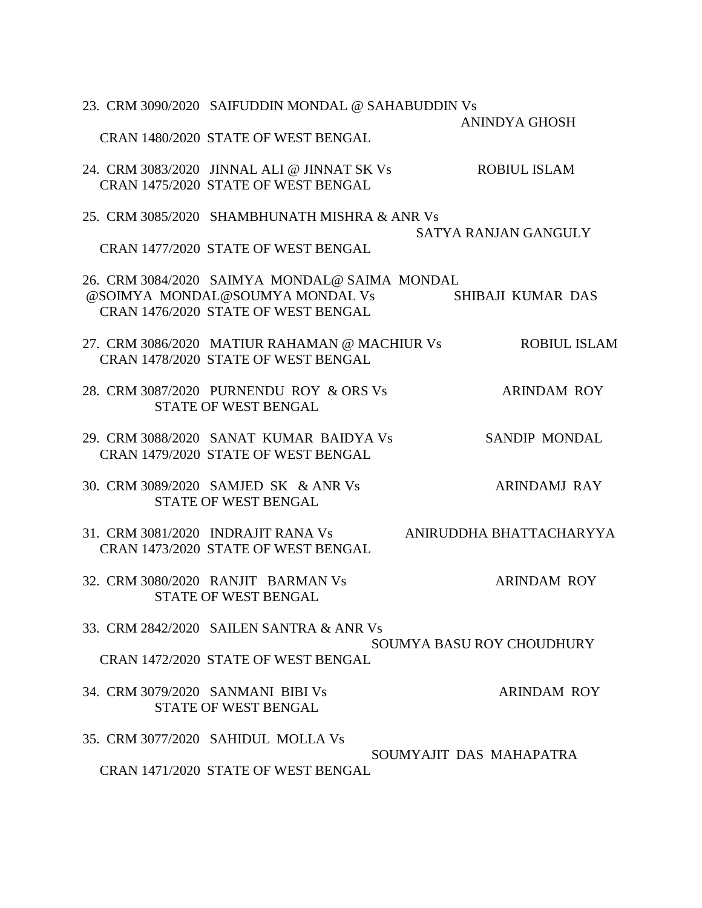23. CRM 3090/2020 SAIFUDDIN MONDAL @ SAHABUDDIN Vs
ANINDYA GHOSH
CRAN 1480/2020 STATE OF WEST BENGAL

24. CRM 3083/2020 JINNAL ALI @ JINNAT SK Vs ROBIUL ISLAM
CRAN 1475/2020 STATE OF WEST BENGAL

25. CRM 3085/2020 SHAMBHUNATH MISHRA & ANR Vs
SATYA RANJAN GANGULY
CRAN 1477/2020 STATE OF WEST BENGAL

26. CRM 3084/2020 SAIMYA MONDAL@ SAIMA MONDAL
@SOIMYA MONDAL@SOUMYA MONDAL Vs SHIBAJI KUMAR DAS
CRAN 1476/2020 STATE OF WEST BENGAL

27. CRM 3086/2020 MATIUR RAHAMAN @ MACHIUR Vs ROBIUL ISLAM
CRAN 1478/2020 STATE OF WEST BENGAL

28. CRM 3087/2020 PURNENDU ROY & ORS Vs ARINDAM ROY
STATE OF WEST BENGAL

29. CRM 3088/2020 SANAT KUMAR BAIDYA Vs SANDIP MONDAL
CRAN 1479/2020 STATE OF WEST BENGAL

30. CRM 3089/2020 SAMJED SK & ANR Vs ARINDAMJ RAY
STATE OF WEST BENGAL

31. CRM 3081/2020 INDRAJIT RANA Vs ANIRUDDHA BHATTACHARYYA
CRAN 1473/2020 STATE OF WEST BENGAL

32. CRM 3080/2020 RANJIT BARMAN Vs ARINDAM ROY
STATE OF WEST BENGAL

33. CRM 2842/2020 SAILEN SANTRA & ANR Vs
SOUMYA BASU ROY CHOUDHURY
CRAN 1472/2020 STATE OF WEST BENGAL

34. CRM 3079/2020 SANMANI BIBI Vs ARINDAM ROY
STATE OF WEST BENGAL

35. CRM 3077/2020 SAHIDUL MOLLA Vs
SOUMYAJIT DAS MAHAPATRA
CRAN 1471/2020 STATE OF WEST BENGAL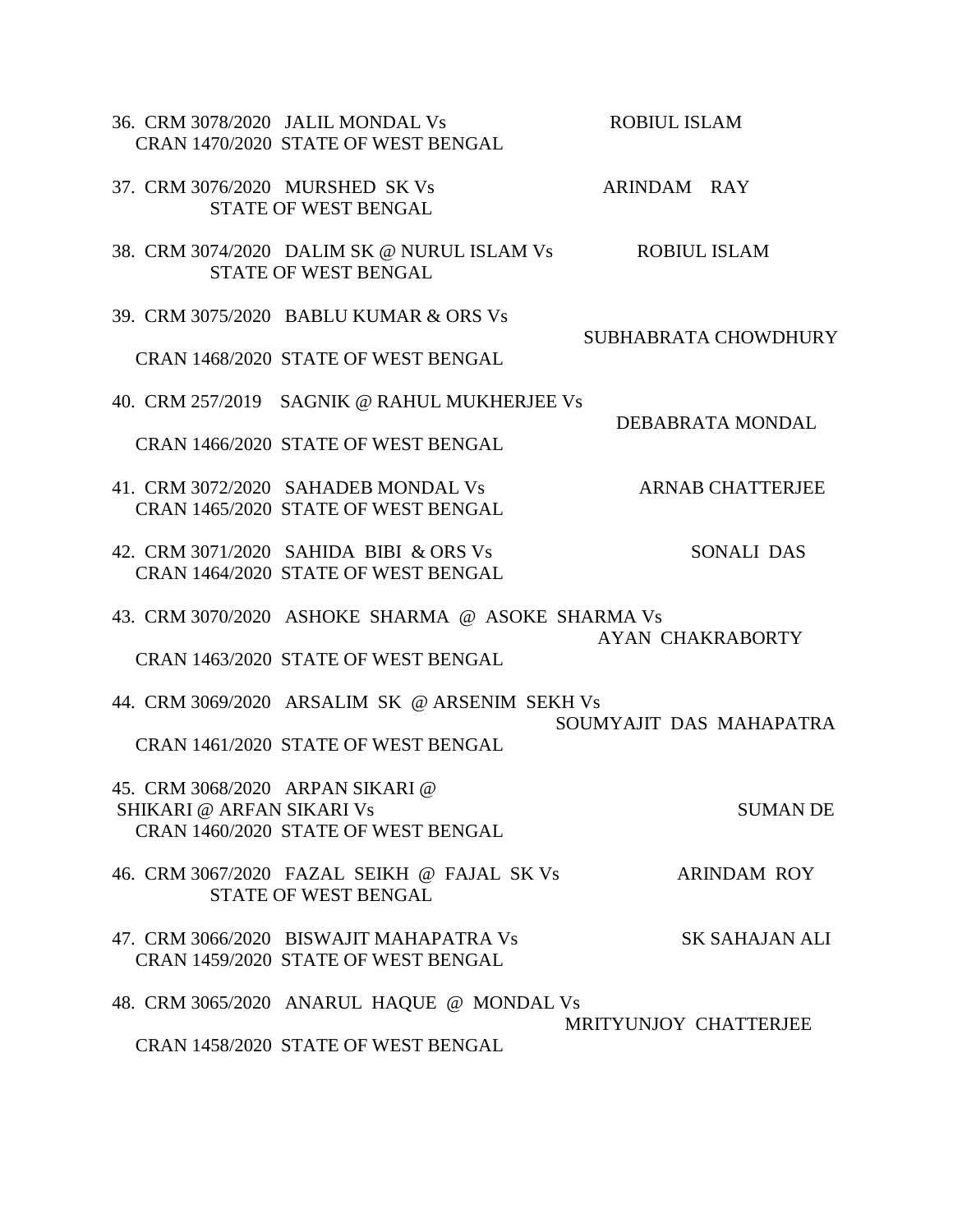36. CRM 3078/2020 JALIL MONDAL Vs ROBIUL ISLAM
    CRAN 1470/2020 STATE OF WEST BENGAL

37. CRM 3076/2020 MURSHED SK Vs ARINDAM RAY
    STATE OF WEST BENGAL

38. CRM 3074/2020 DALIM SK @ NURUL ISLAM Vs ROBIUL ISLAM
    STATE OF WEST BENGAL

39. CRM 3075/2020 BABLU KUMAR & ORS Vs SUBHABRATA CHOWDHURY
    CRAN 1468/2020 STATE OF WEST BENGAL

40. CRM 257/2019 SAGNIK @ RAHUL MUKHERJEE Vs DEBABRATA MONDAL
    CRAN 1466/2020 STATE OF WEST BENGAL

41. CRM 3072/2020 SAHADEB MONDAL Vs ARNAB CHATTERJEE
    CRAN 1465/2020 STATE OF WEST BENGAL

42. CRM 3071/2020 SAHIDA BIBI & ORS Vs SONALI DAS
    CRAN 1464/2020 STATE OF WEST BENGAL

43. CRM 3070/2020 ASHOKE SHARMA @ ASOKE SHARMA Vs AYAN CHAKRABORTY
    CRAN 1463/2020 STATE OF WEST BENGAL

44. CRM 3069/2020 ARSALIM SK @ ARSENIM SEKH Vs SOUMYAJIT DAS MAHAPATRA
    CRAN 1461/2020 STATE OF WEST BENGAL

45. CRM 3068/2020 ARPAN SIKARI @ SHIKARI @ ARFAN SIKARI Vs SUMAN DE
    CRAN 1460/2020 STATE OF WEST BENGAL

46. CRM 3067/2020 FAZAL SEIKH @ FAJAL SK Vs ARINDAM ROY
    STATE OF WEST BENGAL

47. CRM 3066/2020 BISWAJIT MAHAPATRA Vs SK SAHAJAN ALI
    CRAN 1459/2020 STATE OF WEST BENGAL

48. CRM 3065/2020 ANARUL HAQUE @ MONDAL Vs MRITYUNJOY CHATTERJEE
    CRAN 1458/2020 STATE OF WEST BENGAL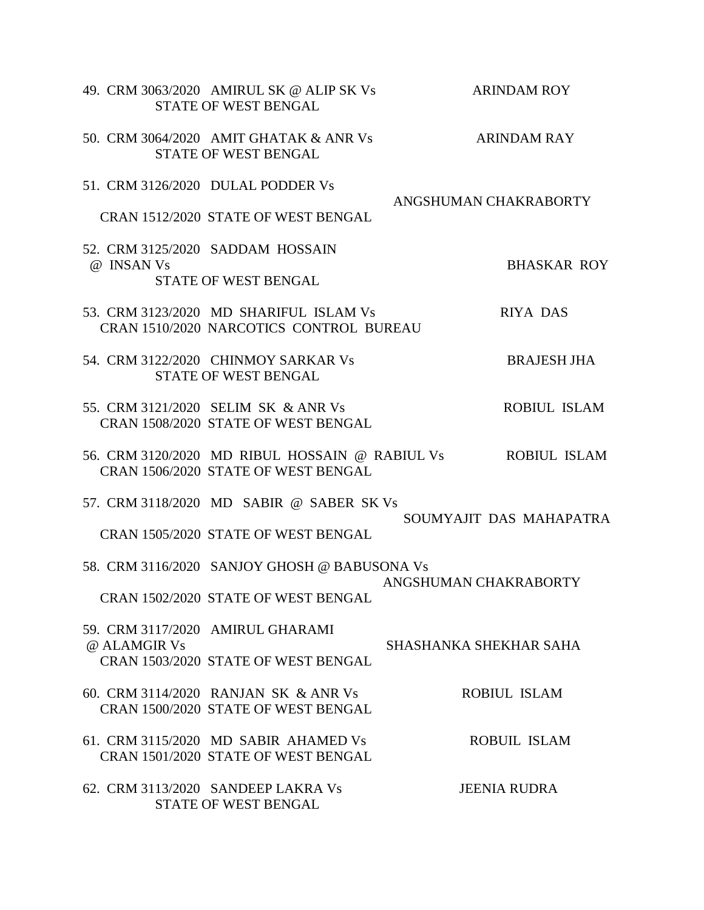49. CRM 3063/2020 AMIRUL SK @ ALIP SK Vs ARINDAM ROY
    STATE OF WEST BENGAL

50. CRM 3064/2020 AMIT GHATAK & ANR Vs ARINDAM RAY
    STATE OF WEST BENGAL

51. CRM 3126/2020 DULAL PODDER Vs ANGSHUMAN CHAKRABORTY
    CRAN 1512/2020 STATE OF WEST BENGAL

52. CRM 3125/2020 SADDAM HOSSAIN @ INSAN Vs BHASKAR ROY
    STATE OF WEST BENGAL

53. CRM 3123/2020 MD SHARIFUL ISLAM Vs RIYA DAS
    CRAN 1510/2020 NARCOTICS CONTROL BUREAU

54. CRM 3122/2020 CHINMOY SARKAR Vs BRAJESH JHA
    STATE OF WEST BENGAL

55. CRM 3121/2020 SELIM SK & ANR Vs ROBIUL ISLAM
    CRAN 1508/2020 STATE OF WEST BENGAL

56. CRM 3120/2020 MD RIBUL HOSSAIN @ RABIUL Vs ROBIUL ISLAM
    CRAN 1506/2020 STATE OF WEST BENGAL

57. CRM 3118/2020 MD SABIR @ SABER SK Vs SOUMYAJIT DAS MAHAPATRA
    CRAN 1505/2020 STATE OF WEST BENGAL

58. CRM 3116/2020 SANJOY GHOSH @ BABUSONA Vs ANGSHUMAN CHAKRABORTY
    CRAN 1502/2020 STATE OF WEST BENGAL

59. CRM 3117/2020 AMIRUL GHARAMI @ ALAMGIR Vs SHASHANKA SHEKHAR SAHA
    CRAN 1503/2020 STATE OF WEST BENGAL

60. CRM 3114/2020 RANJAN SK & ANR Vs ROBIUL ISLAM
    CRAN 1500/2020 STATE OF WEST BENGAL

61. CRM 3115/2020 MD SABIR AHAMED Vs ROBUIL ISLAM
    CRAN 1501/2020 STATE OF WEST BENGAL

62. CRM 3113/2020 SANDEEP LAKRA Vs JEENIA RUDRA
    STATE OF WEST BENGAL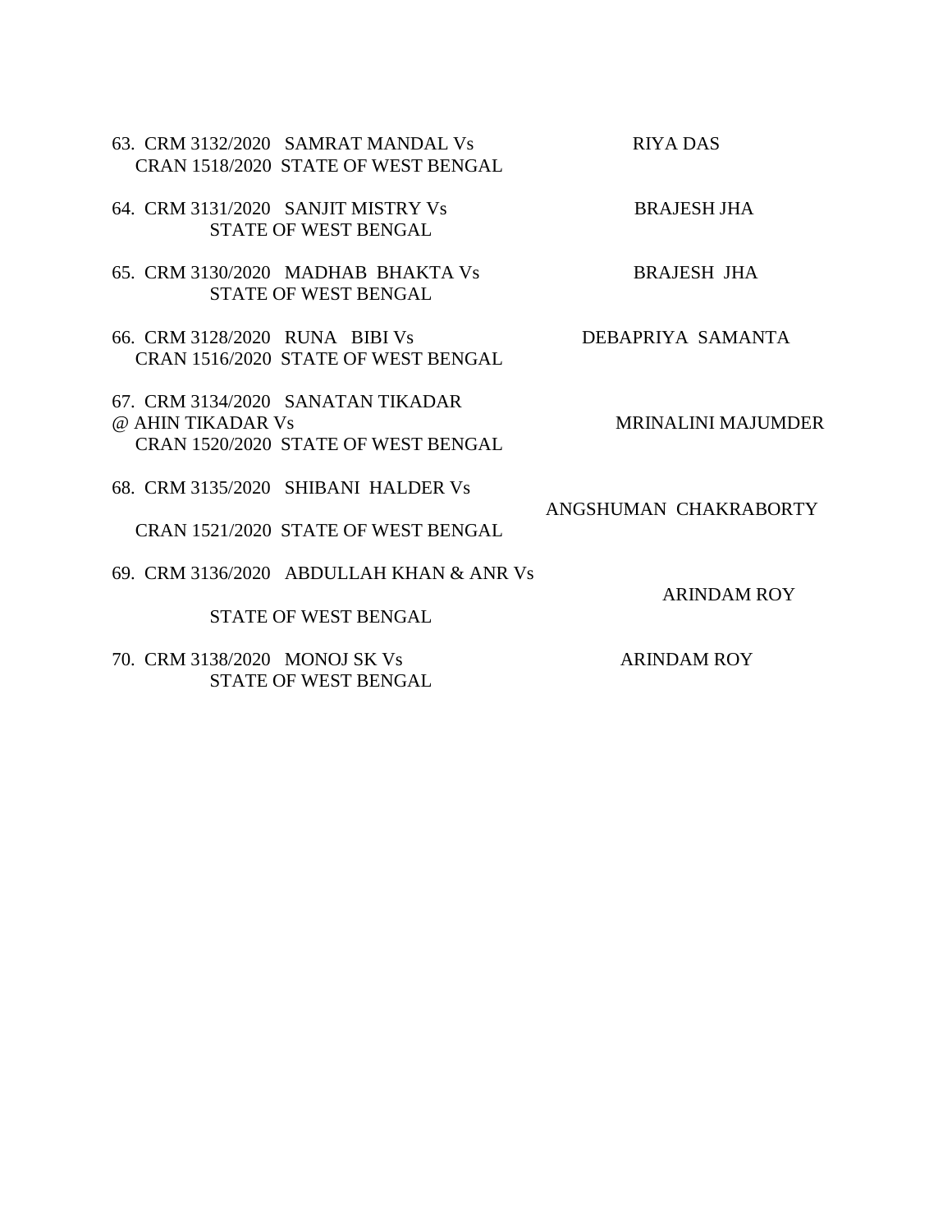63. CRM 3132/2020 SAMRAT MANDAL Vs RIYA DAS
CRAN 1518/2020 STATE OF WEST BENGAL

64. CRM 3131/2020 SANJIT MISTRY Vs BRAJESH JHA
STATE OF WEST BENGAL

65. CRM 3130/2020 MADHAB BHAKTA Vs BRAJESH JHA
STATE OF WEST BENGAL

66. CRM 3128/2020 RUNA BIBI Vs DEBAPRIYA SAMANTA
CRAN 1516/2020 STATE OF WEST BENGAL

67. CRM 3134/2020 SANATAN TIKADAR
@ AHIN TIKADAR Vs MRINALINI MAJUMDER
CRAN 1520/2020 STATE OF WEST BENGAL

68. CRM 3135/2020 SHIBANI HALDER Vs
ANGSHUMAN CHAKRABORTY
CRAN 1521/2020 STATE OF WEST BENGAL

69. CRM 3136/2020 ABDULLAH KHAN & ANR Vs
ARINDAM ROY
STATE OF WEST BENGAL

70. CRM 3138/2020 MONOJ SK Vs ARINDAM ROY
STATE OF WEST BENGAL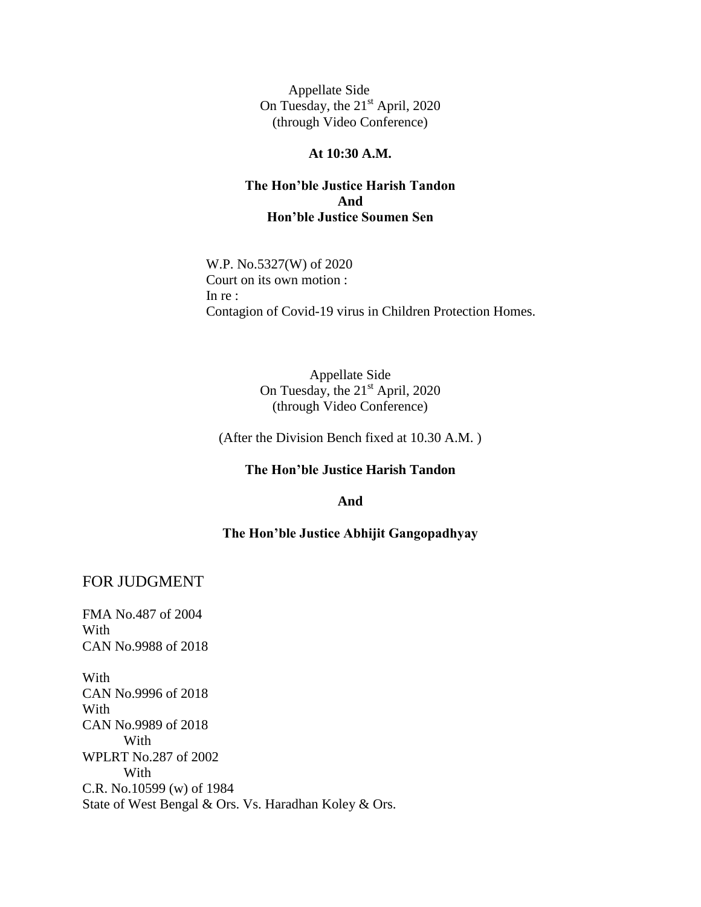Appellate Side
On Tuesday, the 21st April, 2020
(through Video Conference)

**At 10:30 A.M.**

**The Hon'ble Justice Harish Tandon**
**And**
**Hon'ble Justice Soumen Sen**

W.P. No.5327(W) of 2020
Court on its own motion :
In re :
Contagion of Covid-19 virus in Children Protection Homes.

Appellate Side
On Tuesday, the 21st April, 2020
(through Video Conference)

(After the Division Bench fixed at 10.30 A.M. )

**The Hon'ble Justice Harish Tandon**

**And**

**The Hon'ble Justice Abhijit Gangopadhyay**

## FOR JUDGMENT

FMA No.487 of 2004
With
CAN No.9988 of 2018

With
CAN No.9996 of 2018
With
CAN No.9989 of 2018
With
WPLRT No.287 of 2002
With
C.R. No.10599 (w) of 1984
State of West Bengal & Ors. Vs. Haradhan Koley & Ors.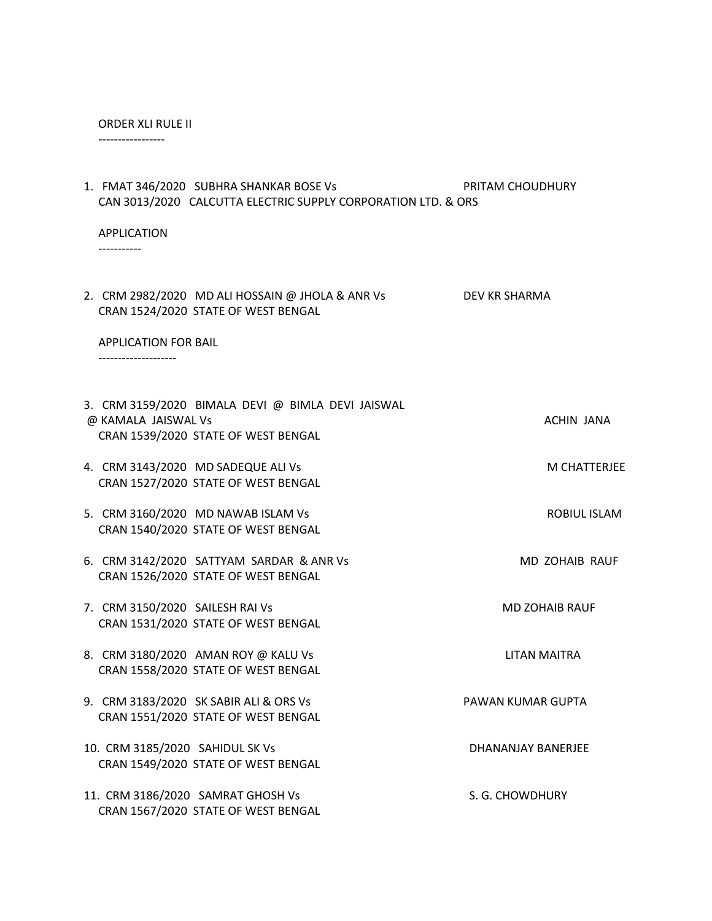ORDER XLI RULE II

-----------------

1. FMAT 346/2020 SUBHRA SHANKAR BOSE Vs PRITAM CHOUDHURY
   CAN 3013/2020 CALCUTTA ELECTRIC SUPPLY CORPORATION LTD. & ORS

APPLICATION

-----------

2. CRM 2982/2020 MD ALI HOSSAIN @ JHOLA & ANR Vs DEV KR SHARMA
   CRAN 1524/2020 STATE OF WEST BENGAL

APPLICATION FOR BAIL

--------------------

3. CRM 3159/2020 BIMALA DEVI @ BIMLA DEVI JAISWAL @ KAMALA JAISWAL Vs ACHIN JANA
   CRAN 1539/2020 STATE OF WEST BENGAL

4. CRM 3143/2020 MD SADEQUE ALI Vs M CHATTERJEE
   CRAN 1527/2020 STATE OF WEST BENGAL

5. CRM 3160/2020 MD NAWAB ISLAM Vs ROBIUL ISLAM
   CRAN 1540/2020 STATE OF WEST BENGAL

6. CRM 3142/2020 SATTYAM SARDAR & ANR Vs MD ZOHAIB RAUF
   CRAN 1526/2020 STATE OF WEST BENGAL

7. CRM 3150/2020 SAILESH RAI Vs MD ZOHAIB RAUF
   CRAN 1531/2020 STATE OF WEST BENGAL

8. CRM 3180/2020 AMAN ROY @ KALU Vs LITAN MAITRA
   CRAN 1558/2020 STATE OF WEST BENGAL

9. CRM 3183/2020 SK SABIR ALI & ORS Vs PAWAN KUMAR GUPTA
   CRAN 1551/2020 STATE OF WEST BENGAL

10. CRM 3185/2020 SAHIDUL SK Vs DHANANJAY BANERJEE
    CRAN 1549/2020 STATE OF WEST BENGAL

11. CRM 3186/2020 SAMRAT GHOSH Vs S. G. CHOWDHURY
    CRAN 1567/2020 STATE OF WEST BENGAL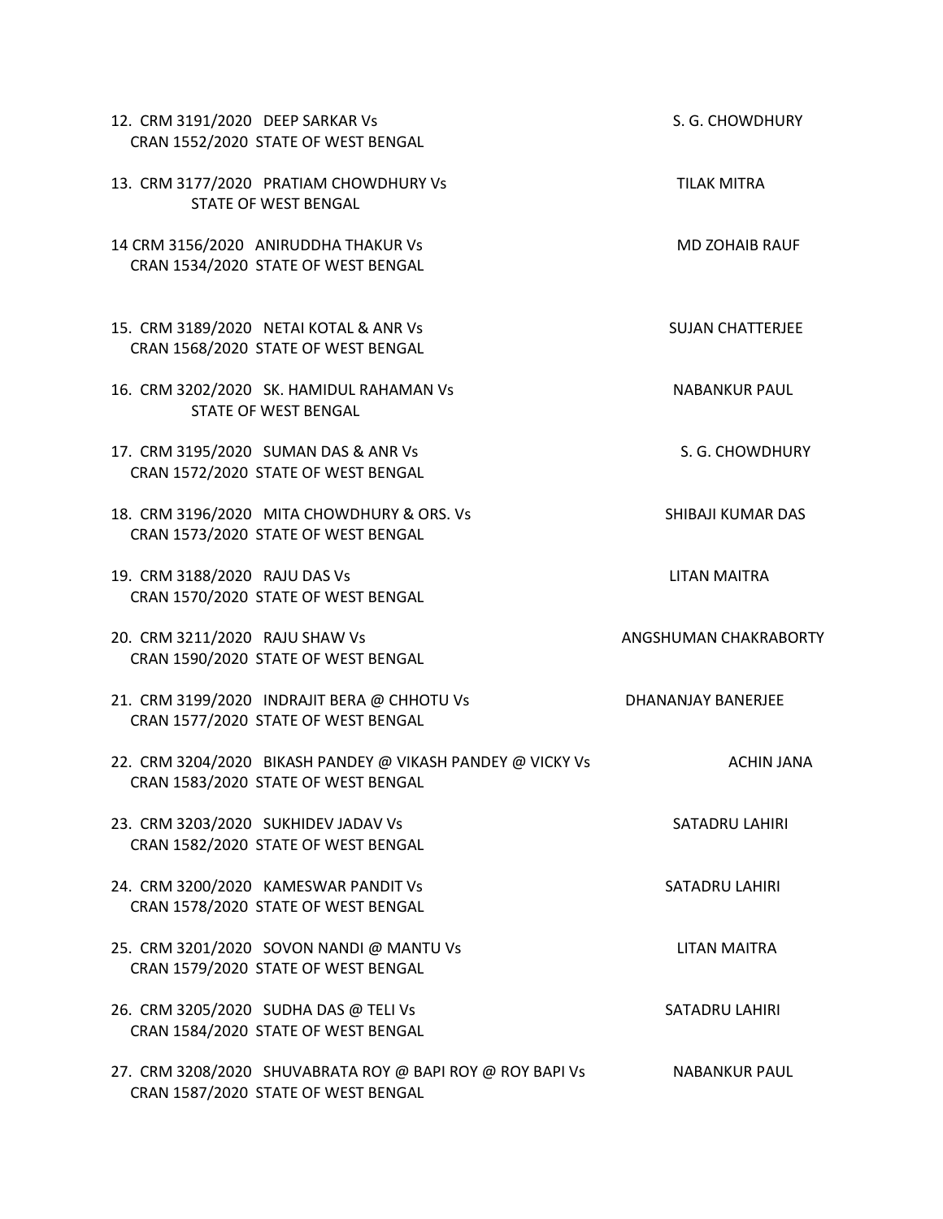12. CRM 3191/2020 DEEP SARKAR Vs S. G. CHOWDHURY
    CRAN 1552/2020 STATE OF WEST BENGAL

13. CRM 3177/2020 PRATIAM CHOWDHURY Vs TILAK MITRA
    STATE OF WEST BENGAL

14 CRM 3156/2020 ANIRUDDHA THAKUR Vs MD ZOHAIB RAUF
    CRAN 1534/2020 STATE OF WEST BENGAL

15. CRM 3189/2020 NETAI KOTAL & ANR Vs SUJAN CHATTERJEE
    CRAN 1568/2020 STATE OF WEST BENGAL

16. CRM 3202/2020 SK. HAMIDUL RAHAMAN Vs NABANKUR PAUL
    STATE OF WEST BENGAL

17. CRM 3195/2020 SUMAN DAS & ANR Vs S. G. CHOWDHURY
    CRAN 1572/2020 STATE OF WEST BENGAL

18. CRM 3196/2020 MITA CHOWDHURY & ORS. Vs SHIBAJI KUMAR DAS
    CRAN 1573/2020 STATE OF WEST BENGAL

19. CRM 3188/2020 RAJU DAS Vs LITAN MAITRA
    CRAN 1570/2020 STATE OF WEST BENGAL

20. CRM 3211/2020 RAJU SHAW Vs ANGSHUMAN CHAKRABORTY
    CRAN 1590/2020 STATE OF WEST BENGAL

21. CRM 3199/2020 INDRAJIT BERA @ CHHOTU Vs DHANANJAY BANERJEE
    CRAN 1577/2020 STATE OF WEST BENGAL

22. CRM 3204/2020 BIKASH PANDEY @ VIKASH PANDEY @ VICKY Vs ACHIN JANA
    CRAN 1583/2020 STATE OF WEST BENGAL

23. CRM 3203/2020 SUKHIDEV JADAV Vs SATADRU LAHIRI
    CRAN 1582/2020 STATE OF WEST BENGAL

24. CRM 3200/2020 KAMESWAR PANDIT Vs SATADRU LAHIRI
    CRAN 1578/2020 STATE OF WEST BENGAL

25. CRM 3201/2020 SOVON NANDI @ MANTU Vs LITAN MAITRA
    CRAN 1579/2020 STATE OF WEST BENGAL

26. CRM 3205/2020 SUDHA DAS @ TELI Vs SATADRU LAHIRI
    CRAN 1584/2020 STATE OF WEST BENGAL

27. CRM 3208/2020 SHUVABRATA ROY @ BAPI ROY @ ROY BAPI Vs NABANKUR PAUL
    CRAN 1587/2020 STATE OF WEST BENGAL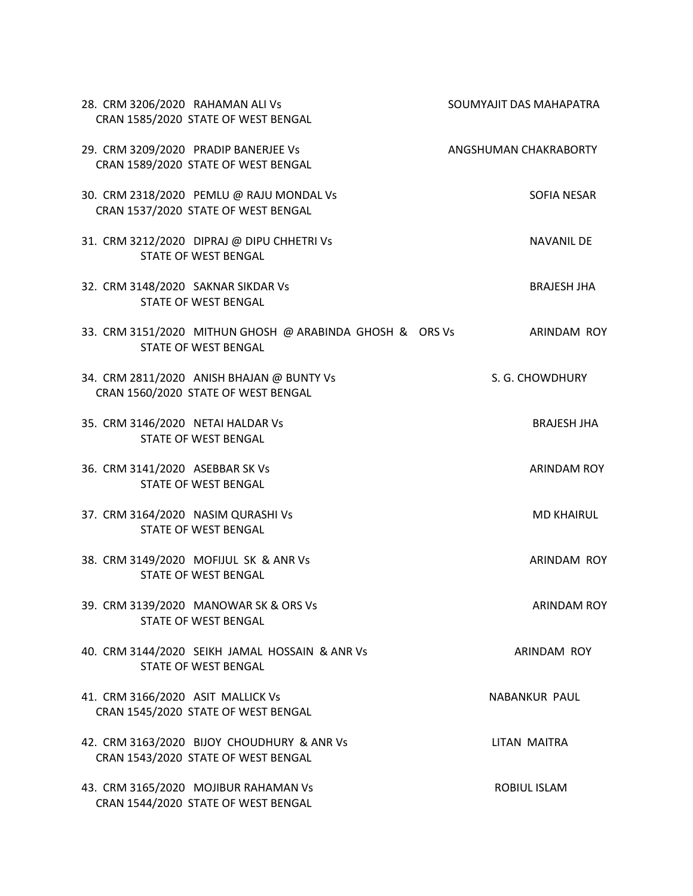28. CRM 3206/2020 RAHAMAN ALI Vs SOUMYAJIT DAS MAHAPATRA
    CRAN 1585/2020 STATE OF WEST BENGAL

29. CRM 3209/2020 PRADIP BANERJEE Vs ANGSHUMAN CHAKRABORTY
    CRAN 1589/2020 STATE OF WEST BENGAL

30. CRM 2318/2020 PEMLU @ RAJU MONDAL Vs SOFIA NESAR
    CRAN 1537/2020 STATE OF WEST BENGAL

31. CRM 3212/2020 DIPRAJ @ DIPU CHHETRI Vs NAVANIL DE
    STATE OF WEST BENGAL

32. CRM 3148/2020 SAKNAR SIKDAR Vs BRAJESH JHA
    STATE OF WEST BENGAL

33. CRM 3151/2020 MITHUN GHOSH @ ARABINDA GHOSH & ORS Vs ARINDAM ROY
    STATE OF WEST BENGAL

34. CRM 2811/2020 ANISH BHAJAN @ BUNTY Vs S. G. CHOWDHURY
    CRAN 1560/2020 STATE OF WEST BENGAL

35. CRM 3146/2020 NETAI HALDAR Vs BRAJESH JHA
    STATE OF WEST BENGAL

36. CRM 3141/2020 ASEBBAR SK Vs ARINDAM ROY
    STATE OF WEST BENGAL

37. CRM 3164/2020 NASIM QURASHI Vs MD KHAIRUL
    STATE OF WEST BENGAL

38. CRM 3149/2020 MOFIJUL SK & ANR Vs ARINDAM ROY
    STATE OF WEST BENGAL

39. CRM 3139/2020 MANOWAR SK & ORS Vs ARINDAM ROY
    STATE OF WEST BENGAL

40. CRM 3144/2020 SEIKH JAMAL HOSSAIN & ANR Vs ARINDAM ROY
    STATE OF WEST BENGAL

41. CRM 3166/2020 ASIT MALLICK Vs NABANKUR PAUL
    CRAN 1545/2020 STATE OF WEST BENGAL

42. CRM 3163/2020 BIJOY CHOUDHURY & ANR Vs LITAN MAITRA
    CRAN 1543/2020 STATE OF WEST BENGAL

43. CRM 3165/2020 MOJIBUR RAHAMAN Vs ROBIUL ISLAM
    CRAN 1544/2020 STATE OF WEST BENGAL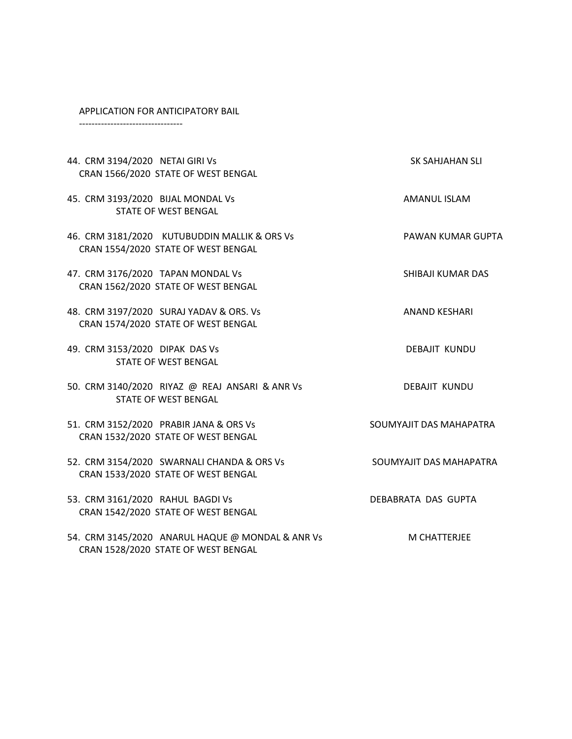APPLICATION FOR ANTICIPATORY BAIL
---------------------------------

44. CRM 3194/2020 NETAI GIRI Vs SK SAHJAHAN SLI
    CRAN 1566/2020 STATE OF WEST BENGAL

45. CRM 3193/2020 BIJAL MONDAL Vs AMANUL ISLAM
    STATE OF WEST BENGAL

46. CRM 3181/2020 KUTUBUDDIN MALLIK & ORS Vs PAWAN KUMAR GUPTA
    CRAN 1554/2020 STATE OF WEST BENGAL

47. CRM 3176/2020 TAPAN MONDAL Vs SHIBAJI KUMAR DAS
    CRAN 1562/2020 STATE OF WEST BENGAL

48. CRM 3197/2020 SURAJ YADAV & ORS. Vs ANAND KESHARI
    CRAN 1574/2020 STATE OF WEST BENGAL

49. CRM 3153/2020 DIPAK DAS Vs DEBAJIT KUNDU
    STATE OF WEST BENGAL

50. CRM 3140/2020 RIYAZ @ REAJ ANSARI & ANR Vs DEBAJIT KUNDU
    STATE OF WEST BENGAL

51. CRM 3152/2020 PRABIR JANA & ORS Vs SOUMYAJIT DAS MAHAPATRA
    CRAN 1532/2020 STATE OF WEST BENGAL

52. CRM 3154/2020 SWARNALI CHANDA & ORS Vs SOUMYAJIT DAS MAHAPATRA
    CRAN 1533/2020 STATE OF WEST BENGAL

53. CRM 3161/2020 RAHUL BAGDI Vs DEBABRATA DAS GUPTA
    CRAN 1542/2020 STATE OF WEST BENGAL

54. CRM 3145/2020 ANARUL HAQUE @ MONDAL & ANR Vs M CHATTERJEE
    CRAN 1528/2020 STATE OF WEST BENGAL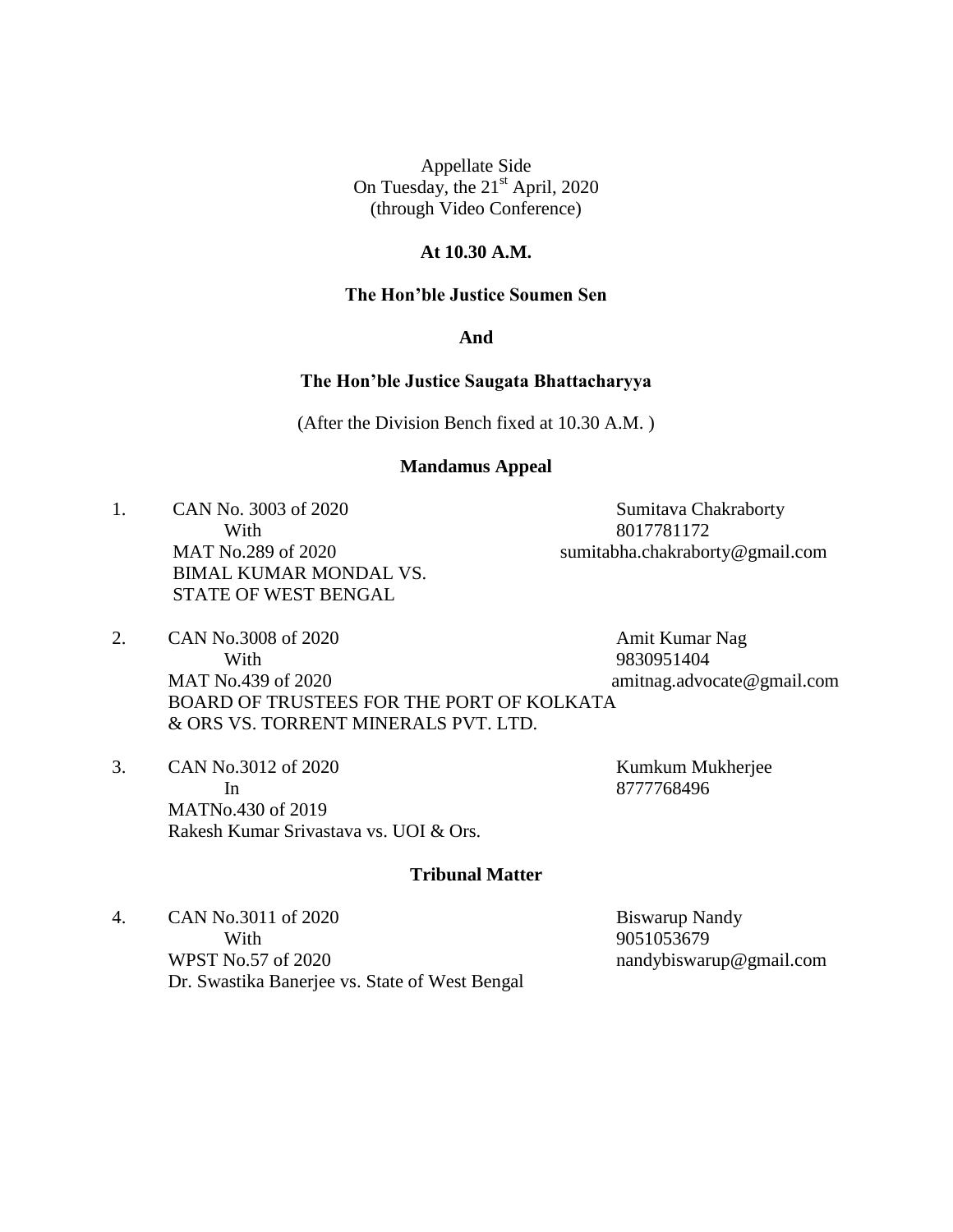Appellate Side
On Tuesday, the 21st April, 2020
(through Video Conference)

**At 10.30 A.M.**

**The Hon'ble Justice Soumen Sen**

**And**

**The Hon'ble Justice Saugata Bhattacharyya**

(After the Division Bench fixed at 10.30 A.M. )

**Mandamus Appeal**

1. CAN No. 3003 of 2020
   With
   MAT No.289 of 2020
   BIMAL KUMAR MONDAL VS.
   STATE OF WEST BENGAL

   Sumitava Chakraborty
   8017781172
   sumitabha.chakraborty@gmail.com

2. CAN No.3008 of 2020
   With
   MAT No.439 of 2020
   BOARD OF TRUSTEES FOR THE PORT OF KOLKATA
   & ORS VS. TORRENT MINERALS PVT. LTD.

   Amit Kumar Nag
   9830951404
   amitnag.advocate@gmail.com

3. CAN No.3012 of 2020
   In
   MATNo.430 of 2019
   Rakesh Kumar Srivastava vs. UOI & Ors.

   Kumkum Mukherjee
   8777768496

**Tribunal Matter**

4. CAN No.3011 of 2020
   With
   WPST No.57 of 2020
   Dr. Swastika Banerjee vs. State of West Bengal

   Biswarup Nandy
   9051053679
   nandybiswarup@gmail.com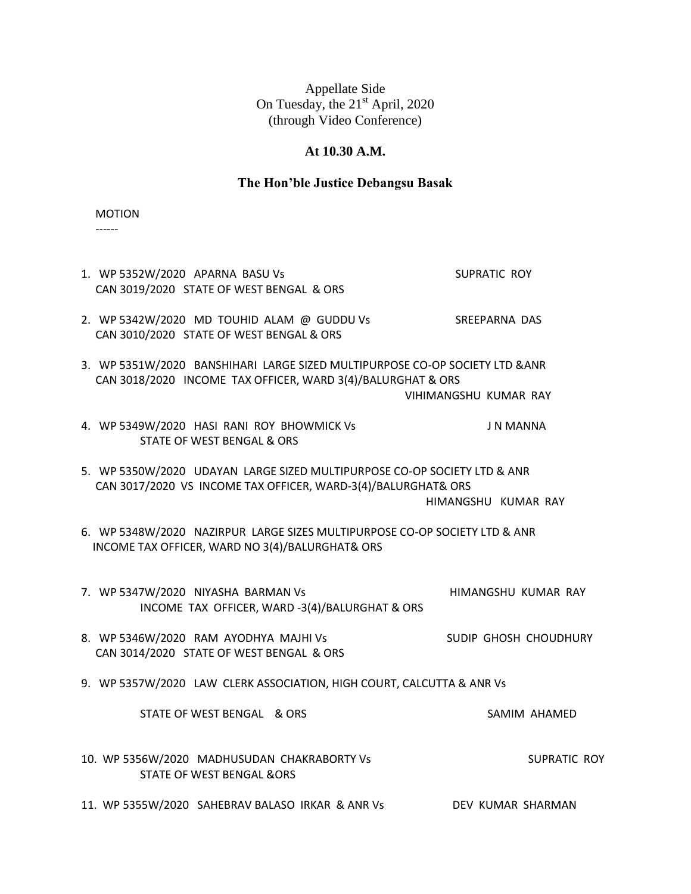Appellate Side
On Tuesday, the 21st April, 2020
(through Video Conference)

**At 10.30 A.M.**

**The Hon'ble Justice Debangsu Basak**

MOTION
------

1. WP 5352W/2020 APARNA BASU Vs SUPRATIC ROY
   CAN 3019/2020 STATE OF WEST BENGAL & ORS

2. WP 5342W/2020 MD TOUHID ALAM @ GUDDU Vs SREEPARNA DAS
   CAN 3010/2020 STATE OF WEST BENGAL & ORS

3. WP 5351W/2020 BANSHIHARI LARGE SIZED MULTIPURPOSE CO-OP SOCIETY LTD &ANR
   CAN 3018/2020 INCOME TAX OFFICER, WARD 3(4)/BALURGHAT & ORS
   VIHIMANGSHU KUMAR RAY

4. WP 5349W/2020 HASI RANI ROY BHOWMICK Vs J N MANNA
   STATE OF WEST BENGAL & ORS

5. WP 5350W/2020 UDAYAN LARGE SIZED MULTIPURPOSE CO-OP SOCIETY LTD & ANR
   CAN 3017/2020 VS INCOME TAX OFFICER, WARD-3(4)/BALURGHAT& ORS
   HIMANGSHU KUMAR RAY

6. WP 5348W/2020 NAZIRPUR LARGE SIZES MULTIPURPOSE CO-OP SOCIETY LTD & ANR
   INCOME TAX OFFICER, WARD NO 3(4)/BALURGHAT& ORS

7. WP 5347W/2020 NIYASHA BARMAN Vs HIMANGSHU KUMAR RAY
   INCOME TAX OFFICER, WARD -3(4)/BALURGHAT & ORS

8. WP 5346W/2020 RAM AYODHYA MAJHI Vs SUDIP GHOSH CHOUDHURY
   CAN 3014/2020 STATE OF WEST BENGAL & ORS

9. WP 5357W/2020 LAW CLERK ASSOCIATION, HIGH COURT, CALCUTTA & ANR Vs
   STATE OF WEST BENGAL & ORS SAMIM AHAMED

10. WP 5356W/2020 MADHUSUDAN CHAKRABORTY Vs SUPRATIC ROY
    STATE OF WEST BENGAL &ORS

11. WP 5355W/2020 SAHEBRAV BALASO IRKAR & ANR Vs DEV KUMAR SHARMAN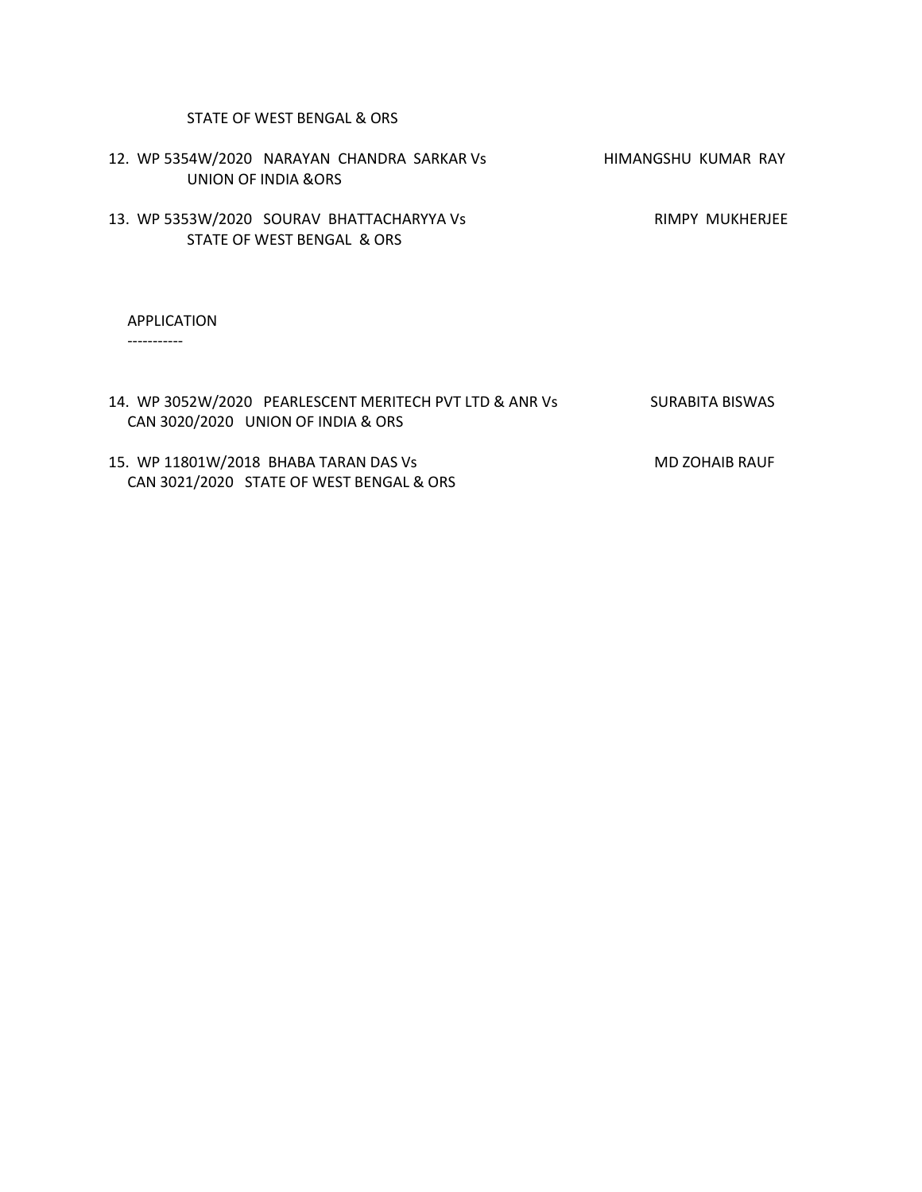STATE OF WEST BENGAL & ORS

12. WP 5354W/2020 NARAYAN CHANDRA SARKAR Vs UNION OF INDIA &ORS — HIMANGSHU KUMAR RAY

13. WP 5353W/2020 SOURAV BHATTACHARYYA Vs STATE OF WEST BENGAL & ORS — RIMPY MUKHERJEE

APPLICATION
-----------

14. WP 3052W/2020 PEARLESCENT MERITECH PVT LTD & ANR Vs CAN 3020/2020 UNION OF INDIA & ORS — SURABITA BISWAS

15. WP 11801W/2018 BHABA TARAN DAS Vs CAN 3021/2020 STATE OF WEST BENGAL & ORS — MD ZOHAIB RAUF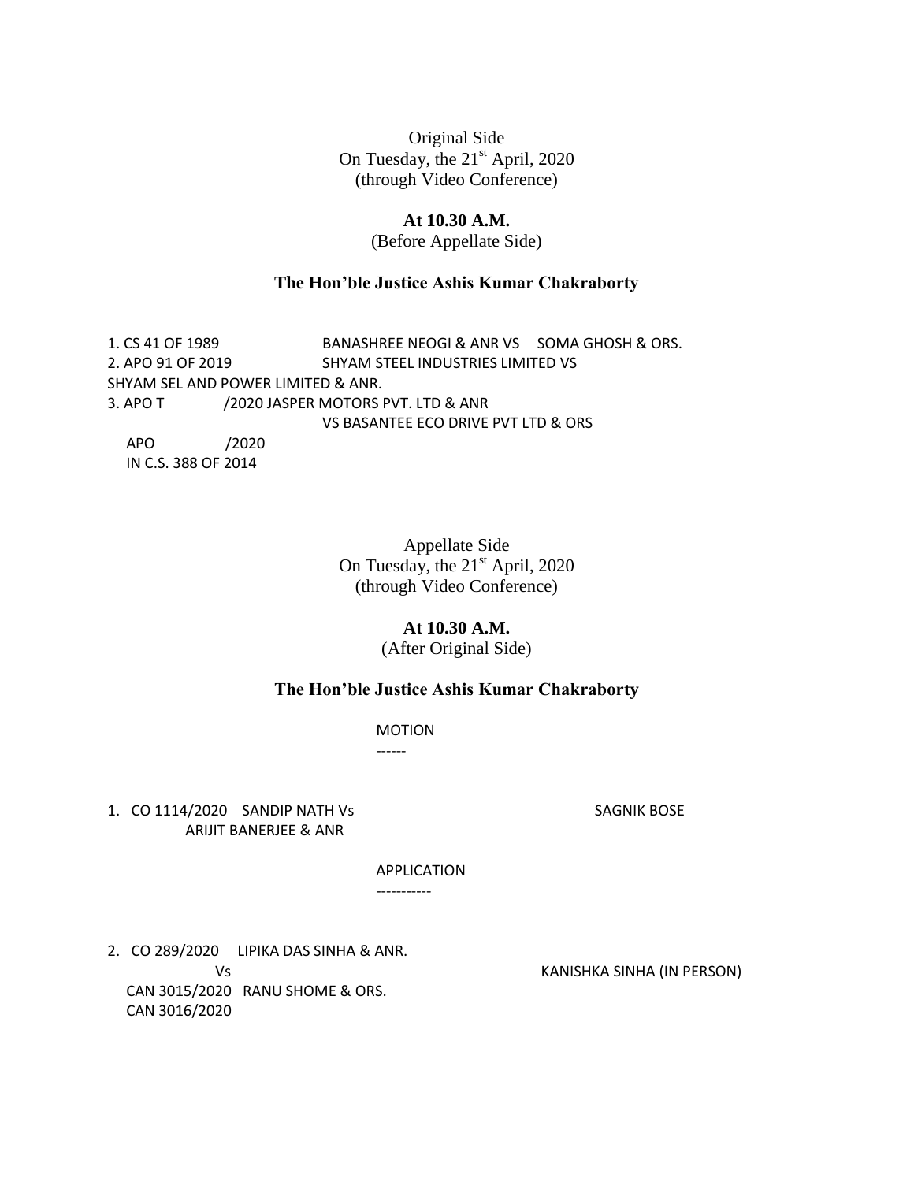Original Side
On Tuesday, the 21st April, 2020
(through Video Conference)

**At 10.30 A.M.**
(Before Appellate Side)

**The Hon'ble Justice Ashis Kumar Chakraborty**

1. CS 41 OF 1989 BANASHREE NEOGI & ANR VS SOMA GHOSH & ORS.
2. APO 91 OF 2019 SHYAM STEEL INDUSTRIES LIMITED VS SHYAM SEL AND POWER LIMITED & ANR.
3. APO T /2020 JASPER MOTORS PVT. LTD & ANR VS BASANTEE ECO DRIVE PVT LTD & ORS
   APO /2020
   IN C.S. 388 OF 2014

Appellate Side
On Tuesday, the 21st April, 2020
(through Video Conference)

**At 10.30 A.M.**
(After Original Side)

**The Hon'ble Justice Ashis Kumar Chakraborty**

MOTION
------

1. CO 1114/2020 SANDIP NATH Vs ARIJIT BANERJEE & ANR — SAGNIK BOSE

APPLICATION
-----------

2. CO 289/2020 LIPIKA DAS SINHA & ANR. Vs RANU SHOME & ORS. — KANISHKA SINHA (IN PERSON)
   CAN 3015/2020
   CAN 3016/2020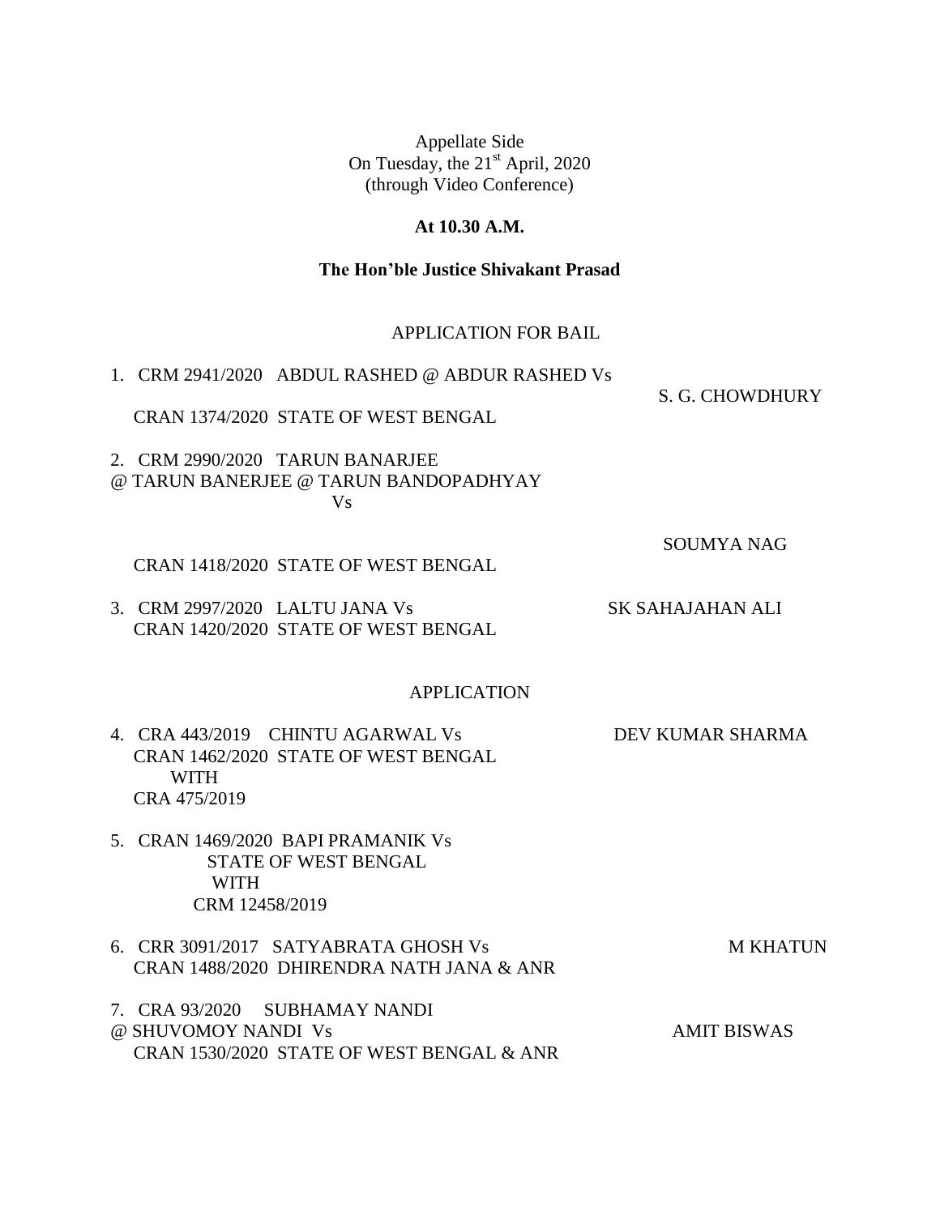Appellate Side
On Tuesday, the 21st April, 2020
(through Video Conference)

**At 10.30 A.M.**

**The Hon'ble Justice Shivakant Prasad**

APPLICATION FOR BAIL

1. CRM 2941/2020 ABDUL RASHED @ ABDUR RASHED Vs S. G. CHOWDHURY
   CRAN 1374/2020 STATE OF WEST BENGAL

2. CRM 2990/2020 TARUN BANARJEE
   @ TARUN BANERJEE @ TARUN BANDOPADHYAY
   Vs SOUMYA NAG
   CRAN 1418/2020 STATE OF WEST BENGAL

3. CRM 2997/2020 LALTU JANA Vs SK SAHAJAHAN ALI
   CRAN 1420/2020 STATE OF WEST BENGAL

APPLICATION

4. CRA 443/2019 CHINTU AGARWAL Vs DEV KUMAR SHARMA
   CRAN 1462/2020 STATE OF WEST BENGAL
   WITH
   CRA 475/2019

5. CRAN 1469/2020 BAPI PRAMANIK Vs
   STATE OF WEST BENGAL
   WITH
   CRM 12458/2019

6. CRR 3091/2017 SATYABRATA GHOSH Vs M KHATUN
   CRAN 1488/2020 DHIRENDRA NATH JANA & ANR

7. CRA 93/2020 SUBHAMAY NANDI
   @ SHUVOMOY NANDI Vs AMIT BISWAS
   CRAN 1530/2020 STATE OF WEST BENGAL & ANR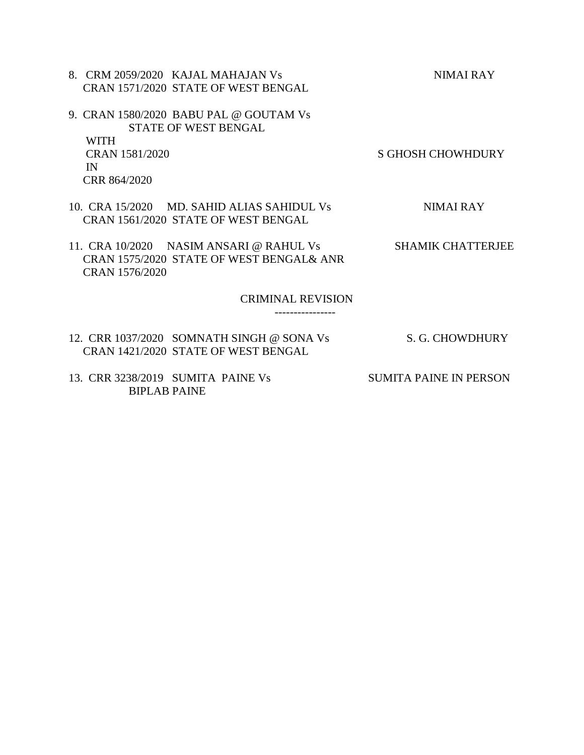8. CRM 2059/2020 KAJAL MAHAJAN Vs NIMAI RAY
   CRAN 1571/2020 STATE OF WEST BENGAL

9. CRAN 1580/2020 BABU PAL @ GOUTAM Vs
   STATE OF WEST BENGAL
   WITH
   CRAN 1581/2020 S GHOSH CHOWHDURY
   IN
   CRR 864/2020

10. CRA 15/2020 MD. SAHID ALIAS SAHIDUL Vs NIMAI RAY
    CRAN 1561/2020 STATE OF WEST BENGAL

11. CRA 10/2020 NASIM ANSARI @ RAHUL Vs SHAMIK CHATTERJEE
    CRAN 1575/2020 STATE OF WEST BENGAL& ANR
    CRAN 1576/2020

## CRIMINAL REVISION

----------------

12. CRR 1037/2020 SOMNATH SINGH @ SONA Vs S. G. CHOWDHURY
    CRAN 1421/2020 STATE OF WEST BENGAL

13. CRR 3238/2019 SUMITA PAINE Vs SUMITA PAINE IN PERSON
    BIPLAB PAINE